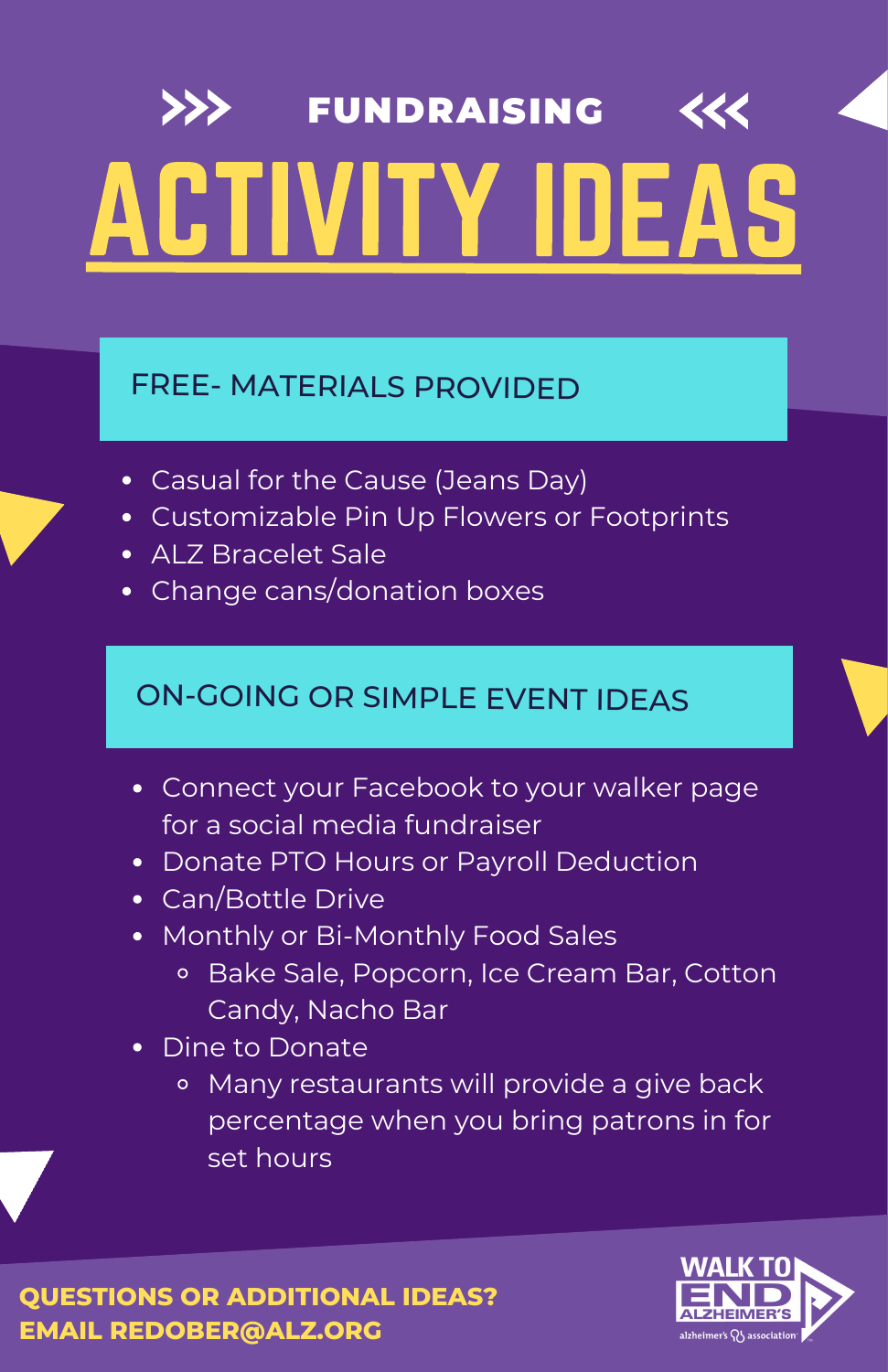# FUNDRAISING ACTIVITY IDEAS

## FREE- MATERIALS PROVIDED

- Casual for the Cause (Jeans Day)
- Customizable Pin Up Flowers or Footprints
- ALZ Bracelet Sale
- Change cans/donation boxes

## ON-GOING OR SIMPLE EVENT IDEAS

- Connect your Facebook to your walker page for a social media fundraiser
- Donate PTO Hours or Payroll Deduction
- Can/Bottle Drive
- Monthly or Bi-Monthly Food Sales
  - Bake Sale, Popcorn, Ice Cream Bar, Cotton Candy, Nacho Bar
- Dine to Donate
  - Many restaurants will provide a give back percentage when you bring patrons in for set hours

**QUESTIONS OR ADDITIONAL IDEAS?**
**EMAIL REDOBER@ALZ.ORG**

WALK TO END ALZHEIMER'S
alzheimer's association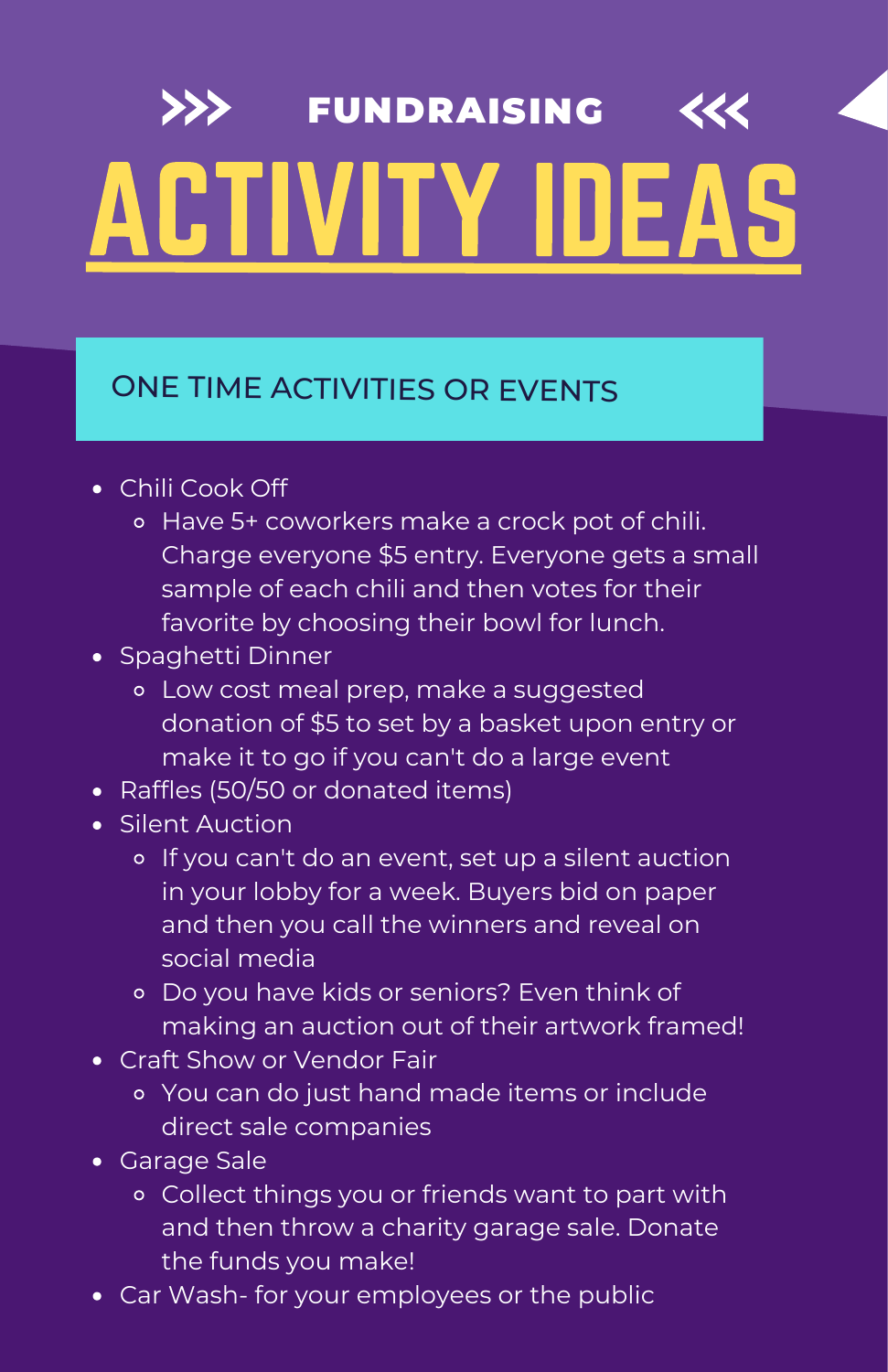# >>> FUNDRAISING <<<

# ACTIVITY IDEAS

## ONE TIME ACTIVITIES OR EVENTS

- Chili Cook Off
  - Have 5+ coworkers make a crock pot of chili. Charge everyone $5 entry. Everyone gets a small sample of each chili and then votes for their favorite by choosing their bowl for lunch.
- Spaghetti Dinner
  - Low cost meal prep, make a suggested donation of $5 to set by a basket upon entry or make it to go if you can't do a large event
- Raffles (50/50 or donated items)
- Silent Auction
  - If you can't do an event, set up a silent auction in your lobby for a week. Buyers bid on paper and then you call the winners and reveal on social media
  - Do you have kids or seniors? Even think of making an auction out of their artwork framed!
- Craft Show or Vendor Fair
  - You can do just hand made items or include direct sale companies
- Garage Sale
  - Collect things you or friends want to part with and then throw a charity garage sale. Donate the funds you make!
- Car Wash- for your employees or the public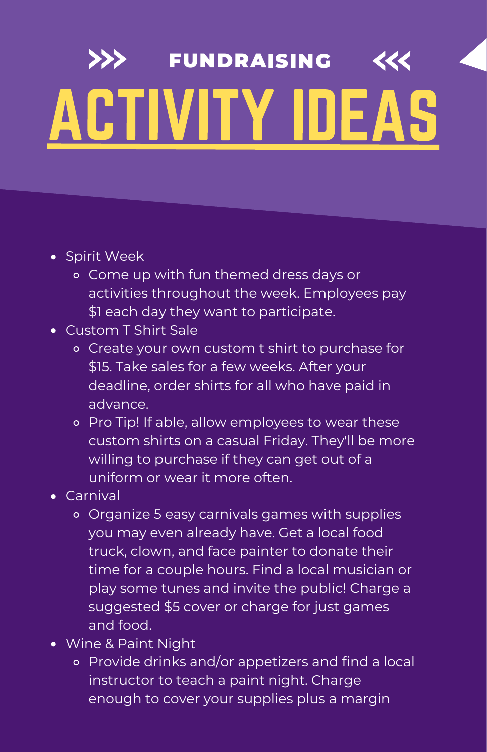# FUNDRAISING ACTIVITY IDEAS

- Spirit Week
  - Come up with fun themed dress days or activities throughout the week. Employees pay $1 each day they want to participate.
- Custom T Shirt Sale
  - Create your own custom t shirt to purchase for $15. Take sales for a few weeks. After your deadline, order shirts for all who have paid in advance.
  - Pro Tip! If able, allow employees to wear these custom shirts on a casual Friday. They'll be more willing to purchase if they can get out of a uniform or wear it more often.
- Carnival
  - Organize 5 easy carnivals games with supplies you may even already have. Get a local food truck, clown, and face painter to donate their time for a couple hours. Find a local musician or play some tunes and invite the public! Charge a suggested $5 cover or charge for just games and food.
- Wine & Paint Night
  - Provide drinks and/or appetizers and find a local instructor to teach a paint night. Charge enough to cover your supplies plus a margin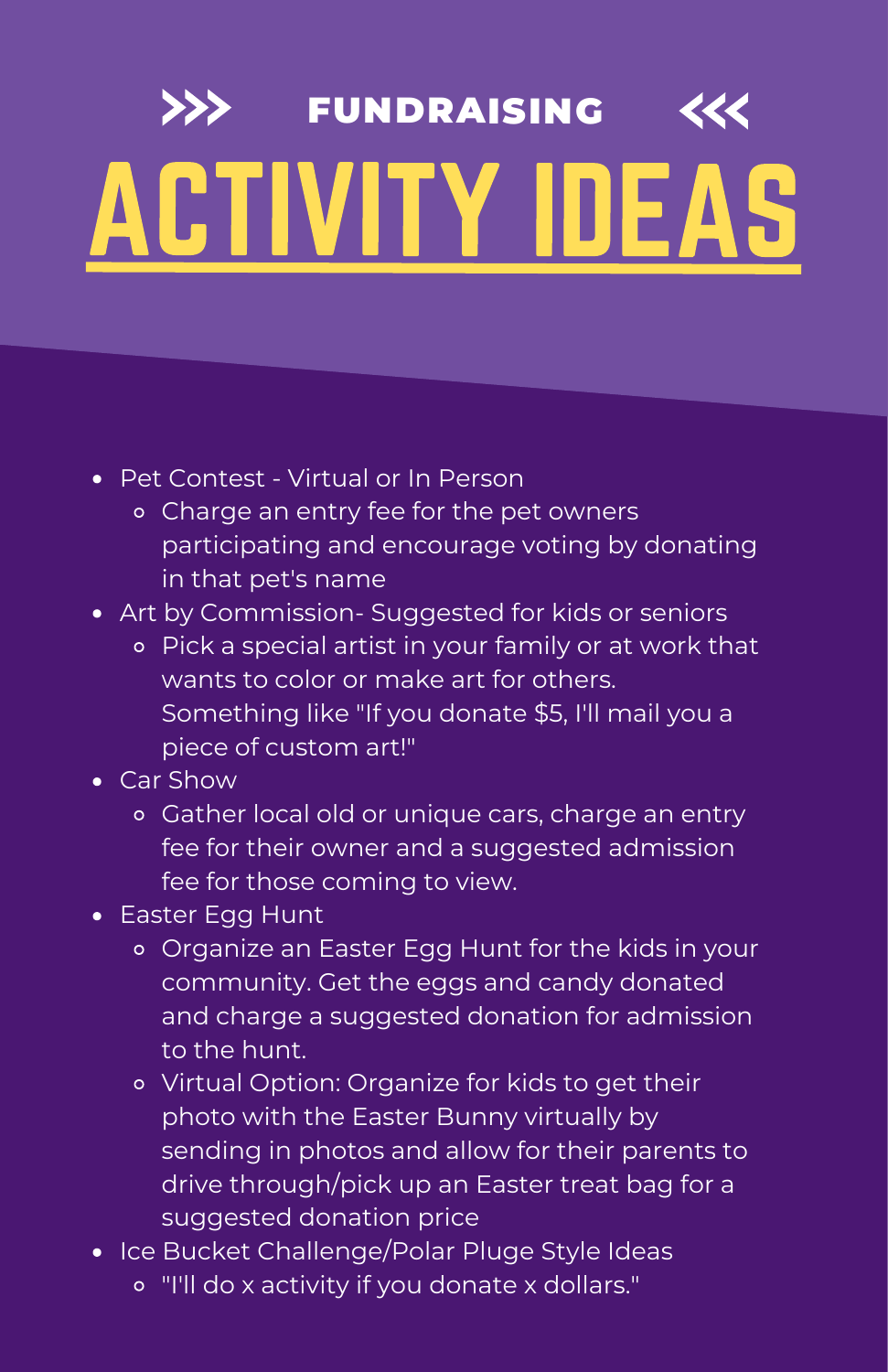## >>> FUNDRAISING <<<

# ACTIVITY IDEAS

- Pet Contest - Virtual or In Person
  - Charge an entry fee for the pet owners participating and encourage voting by donating in that pet's name
- Art by Commission- Suggested for kids or seniors
  - Pick a special artist in your family or at work that wants to color or make art for others. Something like "If you donate $5, I'll mail you a piece of custom art!"
- Car Show
  - Gather local old or unique cars, charge an entry fee for their owner and a suggested admission fee for those coming to view.
- Easter Egg Hunt
  - Organize an Easter Egg Hunt for the kids in your community. Get the eggs and candy donated and charge a suggested donation for admission to the hunt.
  - Virtual Option: Organize for kids to get their photo with the Easter Bunny virtually by sending in photos and allow for their parents to drive through/pick up an Easter treat bag for a suggested donation price
- Ice Bucket Challenge/Polar Pluge Style Ideas
  - "I'll do x activity if you donate x dollars."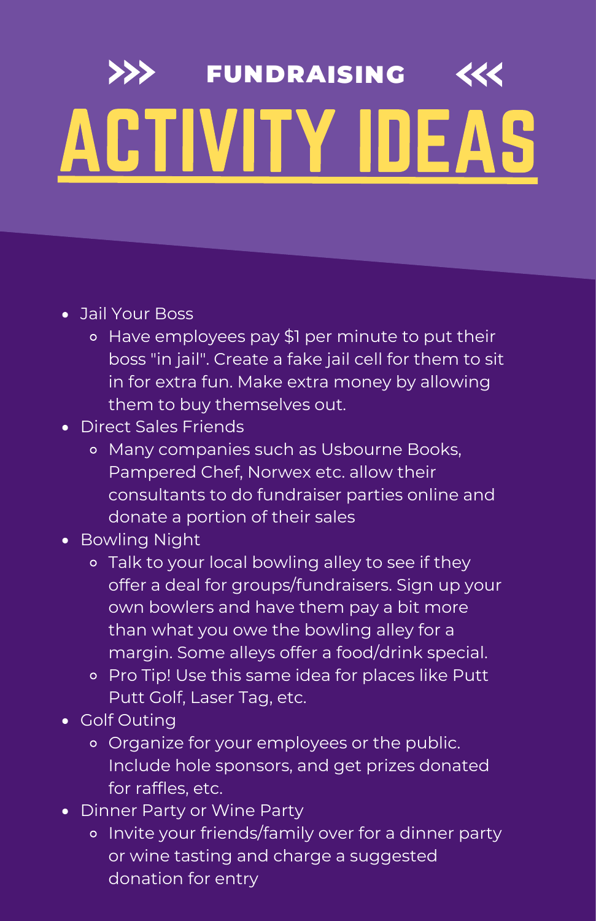## >>> FUNDRAISING <<<

# ACTIVITY IDEAS

- Jail Your Boss
  - Have employees pay $1 per minute to put their boss "in jail". Create a fake jail cell for them to sit in for extra fun. Make extra money by allowing them to buy themselves out.
- Direct Sales Friends
  - Many companies such as Usbourne Books, Pampered Chef, Norwex etc. allow their consultants to do fundraiser parties online and donate a portion of their sales
- Bowling Night
  - Talk to your local bowling alley to see if they offer a deal for groups/fundraisers. Sign up your own bowlers and have them pay a bit more than what you owe the bowling alley for a margin. Some alleys offer a food/drink special.
  - Pro Tip! Use this same idea for places like Putt Putt Golf, Laser Tag, etc.
- Golf Outing
  - Organize for your employees or the public. Include hole sponsors, and get prizes donated for raffles, etc.
- Dinner Party or Wine Party
  - Invite your friends/family over for a dinner party or wine tasting and charge a suggested donation for entry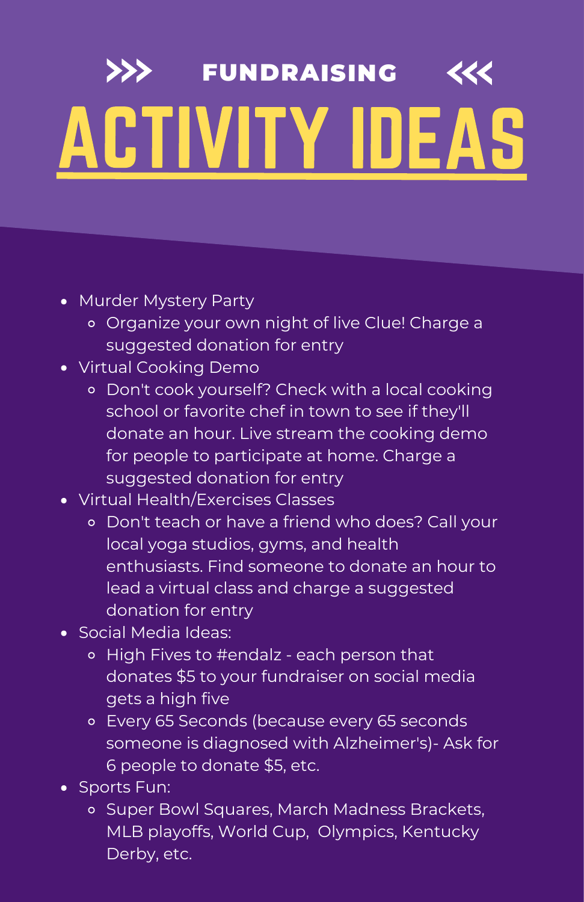## >>> FUNDRAISING <<<

# ACTIVITY IDEAS

- Murder Mystery Party
  - Organize your own night of live Clue! Charge a suggested donation for entry
- Virtual Cooking Demo
  - Don't cook yourself? Check with a local cooking school or favorite chef in town to see if they'll donate an hour. Live stream the cooking demo for people to participate at home. Charge a suggested donation for entry
- Virtual Health/Exercises Classes
  - Don't teach or have a friend who does? Call your local yoga studios, gyms, and health enthusiasts. Find someone to donate an hour to lead a virtual class and charge a suggested donation for entry
- Social Media Ideas:
  - High Fives to #endalz - each person that donates $5 to your fundraiser on social media gets a high five
  - Every 65 Seconds (because every 65 seconds someone is diagnosed with Alzheimer's)- Ask for 6 people to donate $5, etc.
- Sports Fun:
  - Super Bowl Squares, March Madness Brackets, MLB playoffs, World Cup, Olympics, Kentucky Derby, etc.